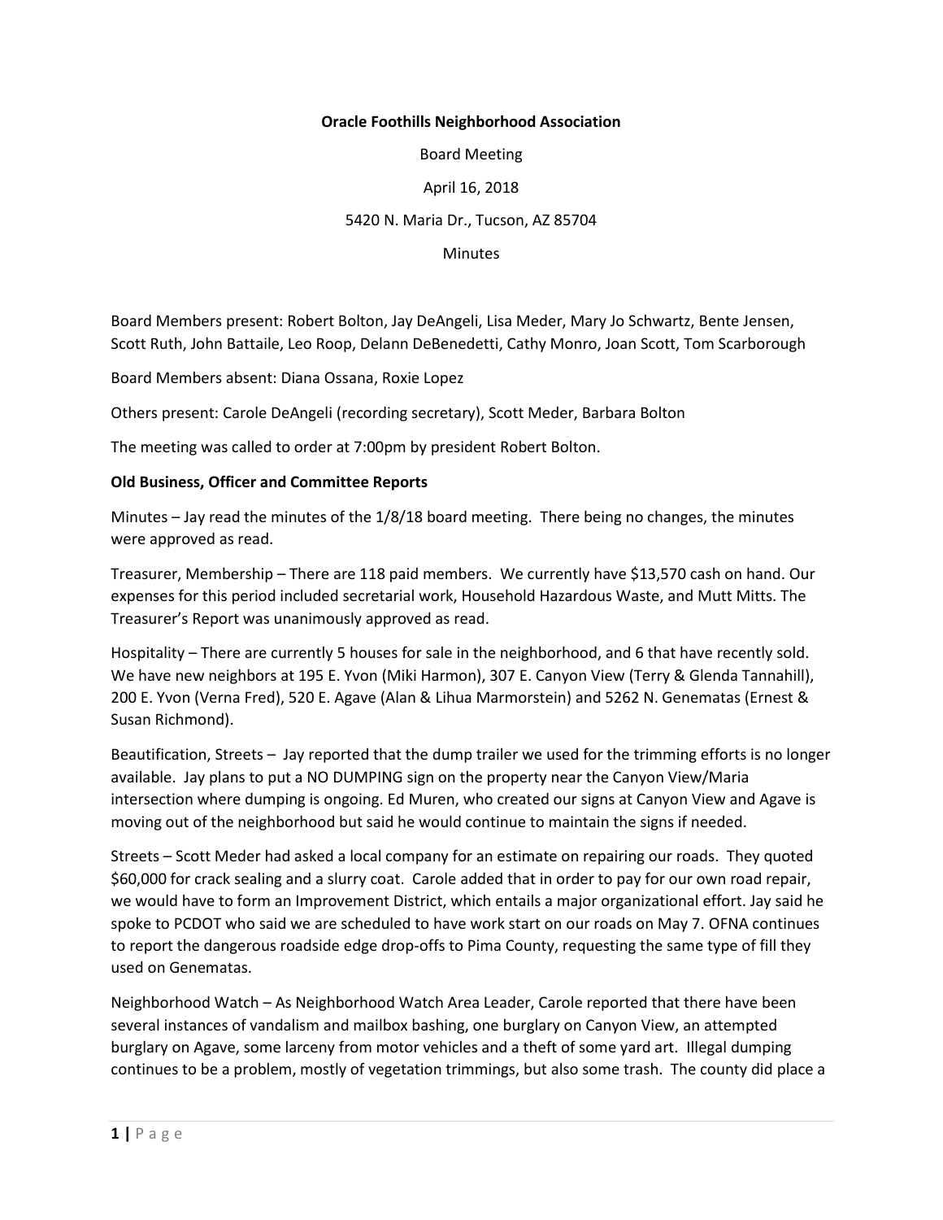**Oracle Foothills Neighborhood Association**

Board Meeting

April 16, 2018

5420 N. Maria Dr., Tucson, AZ 85704

Minutes

Board Members present: Robert Bolton, Jay DeAngeli, Lisa Meder, Mary Jo Schwartz, Bente Jensen, Scott Ruth, John Battaile, Leo Roop, Delann DeBenedetti, Cathy Monro, Joan Scott, Tom Scarborough

Board Members absent: Diana Ossana, Roxie Lopez

Others present: Carole DeAngeli (recording secretary), Scott Meder, Barbara Bolton

The meeting was called to order at 7:00pm by president Robert Bolton.

**Old Business, Officer and Committee Reports**

Minutes – Jay read the minutes of the 1/8/18 board meeting. There being no changes, the minutes were approved as read.

Treasurer, Membership – There are 118 paid members. We currently have $13,570 cash on hand. Our expenses for this period included secretarial work, Household Hazardous Waste, and Mutt Mitts. The Treasurer's Report was unanimously approved as read.

Hospitality – There are currently 5 houses for sale in the neighborhood, and 6 that have recently sold. We have new neighbors at 195 E. Yvon (Miki Harmon), 307 E. Canyon View (Terry & Glenda Tannahill), 200 E. Yvon (Verna Fred), 520 E. Agave (Alan & Lihua Marmorstein) and 5262 N. Genematas (Ernest & Susan Richmond).

Beautification, Streets – Jay reported that the dump trailer we used for the trimming efforts is no longer available. Jay plans to put a NO DUMPING sign on the property near the Canyon View/Maria intersection where dumping is ongoing. Ed Muren, who created our signs at Canyon View and Agave is moving out of the neighborhood but said he would continue to maintain the signs if needed.

Streets – Scott Meder had asked a local company for an estimate on repairing our roads. They quoted $60,000 for crack sealing and a slurry coat. Carole added that in order to pay for our own road repair, we would have to form an Improvement District, which entails a major organizational effort. Jay said he spoke to PCDOT who said we are scheduled to have work start on our roads on May 7. OFNA continues to report the dangerous roadside edge drop-offs to Pima County, requesting the same type of fill they used on Genematas.

Neighborhood Watch – As Neighborhood Watch Area Leader, Carole reported that there have been several instances of vandalism and mailbox bashing, one burglary on Canyon View, an attempted burglary on Agave, some larceny from motor vehicles and a theft of some yard art. Illegal dumping continues to be a problem, mostly of vegetation trimmings, but also some trash. The county did place a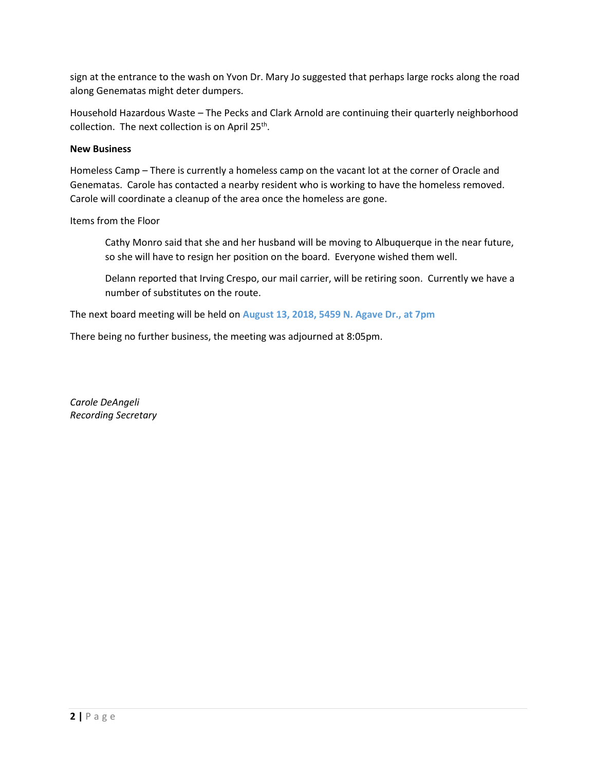sign at the entrance to the wash on Yvon Dr. Mary Jo suggested that perhaps large rocks along the road along Genematas might deter dumpers.

Household Hazardous Waste – The Pecks and Clark Arnold are continuing their quarterly neighborhood collection. The next collection is on April 25th.

**New Business**

Homeless Camp – There is currently a homeless camp on the vacant lot at the corner of Oracle and Genematas. Carole has contacted a nearby resident who is working to have the homeless removed. Carole will coordinate a cleanup of the area once the homeless are gone.

Items from the Floor

> Cathy Monro said that she and her husband will be moving to Albuquerque in the near future, so she will have to resign her position on the board. Everyone wished them well.
>
> Delann reported that Irving Crespo, our mail carrier, will be retiring soon. Currently we have a number of substitutes on the route.

The next board meeting will be held on **August 13, 2018, 5459 N. Agave Dr., at 7pm**

There being no further business, the meeting was adjourned at 8:05pm.

*Carole DeAngeli*
*Recording Secretary*